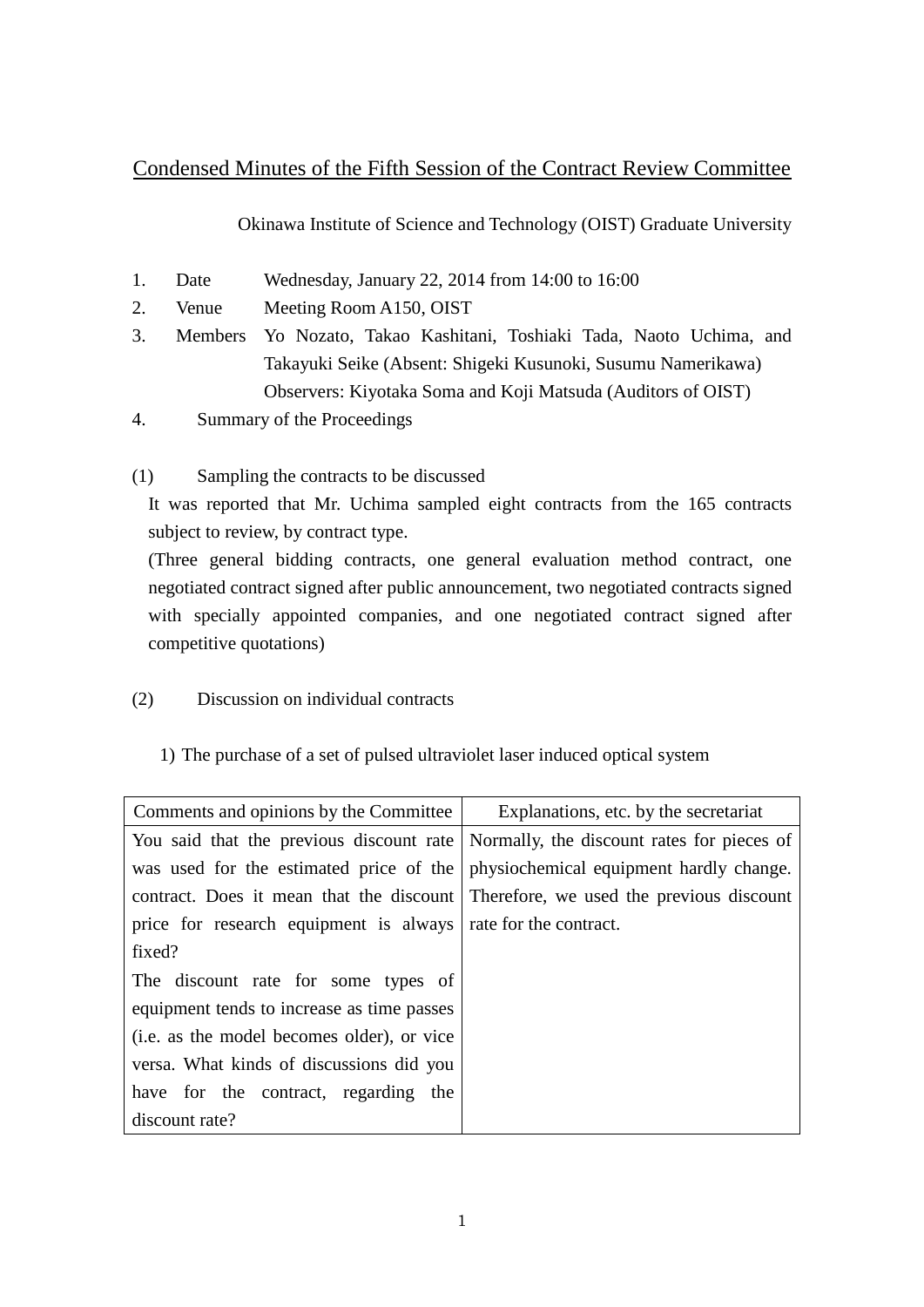# Condensed Minutes of the Fifth Session of the Contract Review Committee

Okinawa Institute of Science and Technology (OIST) Graduate University

1. Date Wednesday, January 22, 2014 from 14:00 to 16:00
2. Venue Meeting Room A150, OIST
3. Members Yo Nozato, Takao Kashitani, Toshiaki Tada, Naoto Uchima, and Takayuki Seike (Absent: Shigeki Kusunoki, Susumu Namerikawa)
   Observers: Kiyotaka Soma and Koji Matsuda (Auditors of OIST)
4. Summary of the Proceedings

(1) Sampling the contracts to be discussed

It was reported that Mr. Uchima sampled eight contracts from the 165 contracts subject to review, by contract type.

(Three general bidding contracts, one general evaluation method contract, one negotiated contract signed after public announcement, two negotiated contracts signed with specially appointed companies, and one negotiated contract signed after competitive quotations)

(2) Discussion on individual contracts

1) The purchase of a set of pulsed ultraviolet laser induced optical system

| Comments and opinions by the Committee | Explanations, etc. by the secretariat |
|---|---|
| You said that the previous discount rate was used for the estimated price of the contract. Does it mean that the discount price for research equipment is always fixed?<br>The discount rate for some types of equipment tends to increase as time passes (i.e. as the model becomes older), or vice versa. What kinds of discussions did you have for the contract, regarding the discount rate? | Normally, the discount rates for pieces of physiochemical equipment hardly change. Therefore, we used the previous discount rate for the contract. |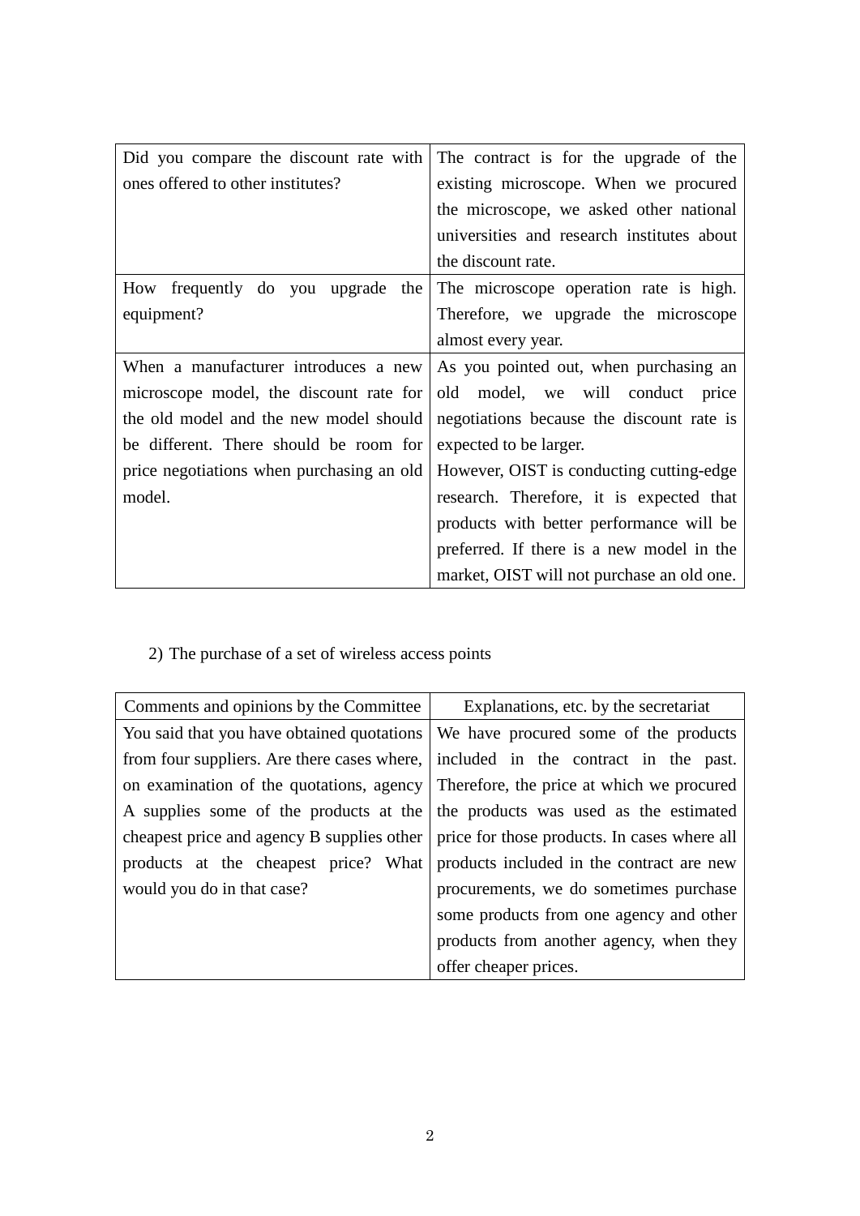| | |
|---|---|
| Did you compare the discount rate with ones offered to other institutes? | The contract is for the upgrade of the existing microscope. When we procured the microscope, we asked other national universities and research institutes about the discount rate. |
| How frequently do you upgrade the equipment? | The microscope operation rate is high. Therefore, we upgrade the microscope almost every year. |
| When a manufacturer introduces a new microscope model, the discount rate for the old model and the new model should be different. There should be room for price negotiations when purchasing an old model. | As you pointed out, when purchasing an old model, we will conduct price negotiations because the discount rate is expected to be larger.<br>However, OIST is conducting cutting-edge research. Therefore, it is expected that products with better performance will be preferred. If there is a new model in the market, OIST will not purchase an old one. |

2) The purchase of a set of wireless access points

| Comments and opinions by the Committee | Explanations, etc. by the secretariat |
|---|---|
| You said that you have obtained quotations from four suppliers. Are there cases where, on examination of the quotations, agency A supplies some of the products at the cheapest price and agency B supplies other products at the cheapest price? What would you do in that case? | We have procured some of the products included in the contract in the past. Therefore, the price at which we procured the products was used as the estimated price for those products. In cases where all products included in the contract are new procurements, we do sometimes purchase some products from one agency and other products from another agency, when they offer cheaper prices. |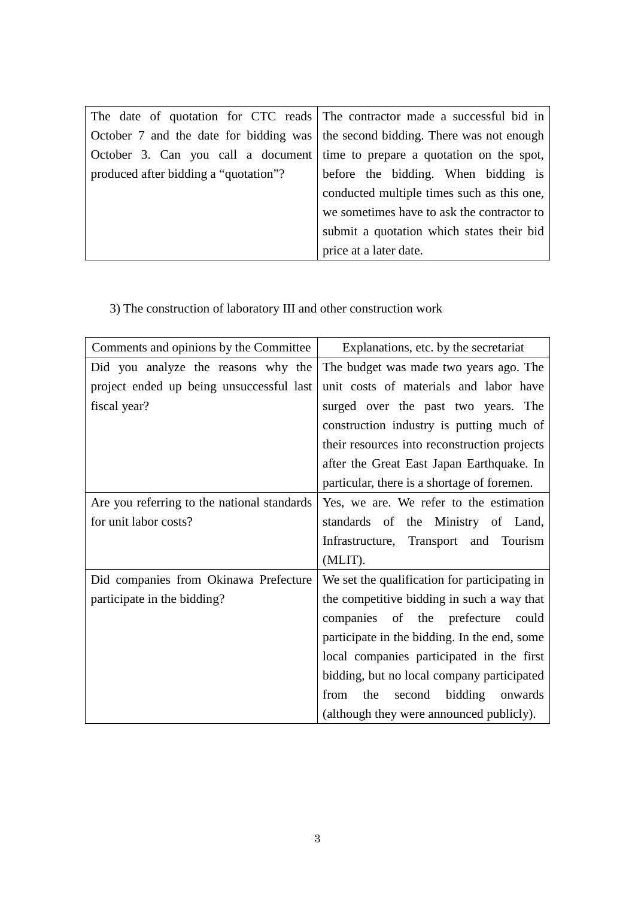| | |
|---|---|
| The date of quotation for CTC reads October 7 and the date for bidding was October 3. Can you call a document produced after bidding a "quotation"? | The contractor made a successful bid in the second bidding. There was not enough time to prepare a quotation on the spot, before the bidding. When bidding is conducted multiple times such as this one, we sometimes have to ask the contractor to submit a quotation which states their bid price at a later date. |

3) The construction of laboratory III and other construction work

| Comments and opinions by the Committee | Explanations, etc. by the secretariat |
|---|---|
| Did you analyze the reasons why the project ended up being unsuccessful last fiscal year? | The budget was made two years ago. The unit costs of materials and labor have surged over the past two years. The construction industry is putting much of their resources into reconstruction projects after the Great East Japan Earthquake. In particular, there is a shortage of foremen. |
| Are you referring to the national standards for unit labor costs? | Yes, we are. We refer to the estimation standards of the Ministry of Land, Infrastructure, Transport and Tourism (MLIT). |
| Did companies from Okinawa Prefecture participate in the bidding? | We set the qualification for participating in the competitive bidding in such a way that companies of the prefecture could participate in the bidding. In the end, some local companies participated in the first bidding, but no local company participated from the second bidding onwards (although they were announced publicly). |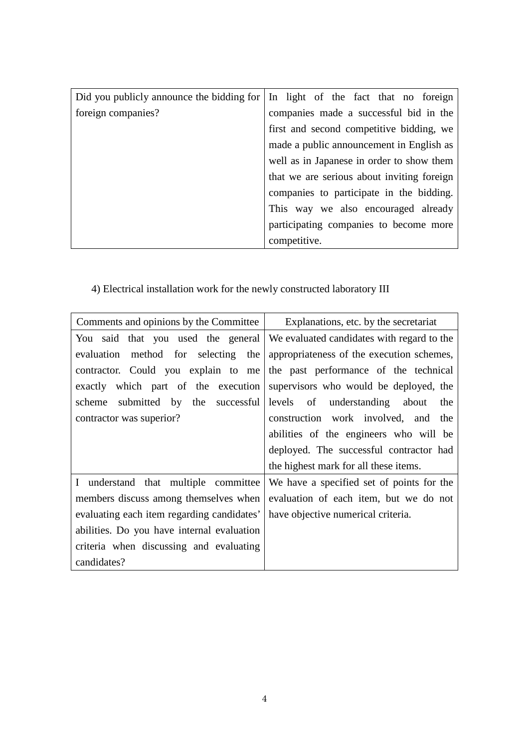| | |
|---|---|
| Did you publicly announce the bidding for foreign companies? | In light of the fact that no foreign companies made a successful bid in the first and second competitive bidding, we made a public announcement in English as well as in Japanese in order to show them that we are serious about inviting foreign companies to participate in the bidding. This way we also encouraged already participating companies to become more competitive. |

4) Electrical installation work for the newly constructed laboratory III

| Comments and opinions by the Committee | Explanations, etc. by the secretariat |
|---|---|
| You said that you used the general evaluation method for selecting the contractor. Could you explain to me exactly which part of the execution scheme submitted by the successful contractor was superior? | We evaluated candidates with regard to the appropriateness of the execution schemes, the past performance of the technical supervisors who would be deployed, the levels of understanding about the construction work involved, and the abilities of the engineers who will be deployed. The successful contractor had the highest mark for all these items. |
| I understand that multiple committee members discuss among themselves when evaluating each item regarding candidates' abilities. Do you have internal evaluation criteria when discussing and evaluating candidates? | We have a specified set of points for the evaluation of each item, but we do not have objective numerical criteria. |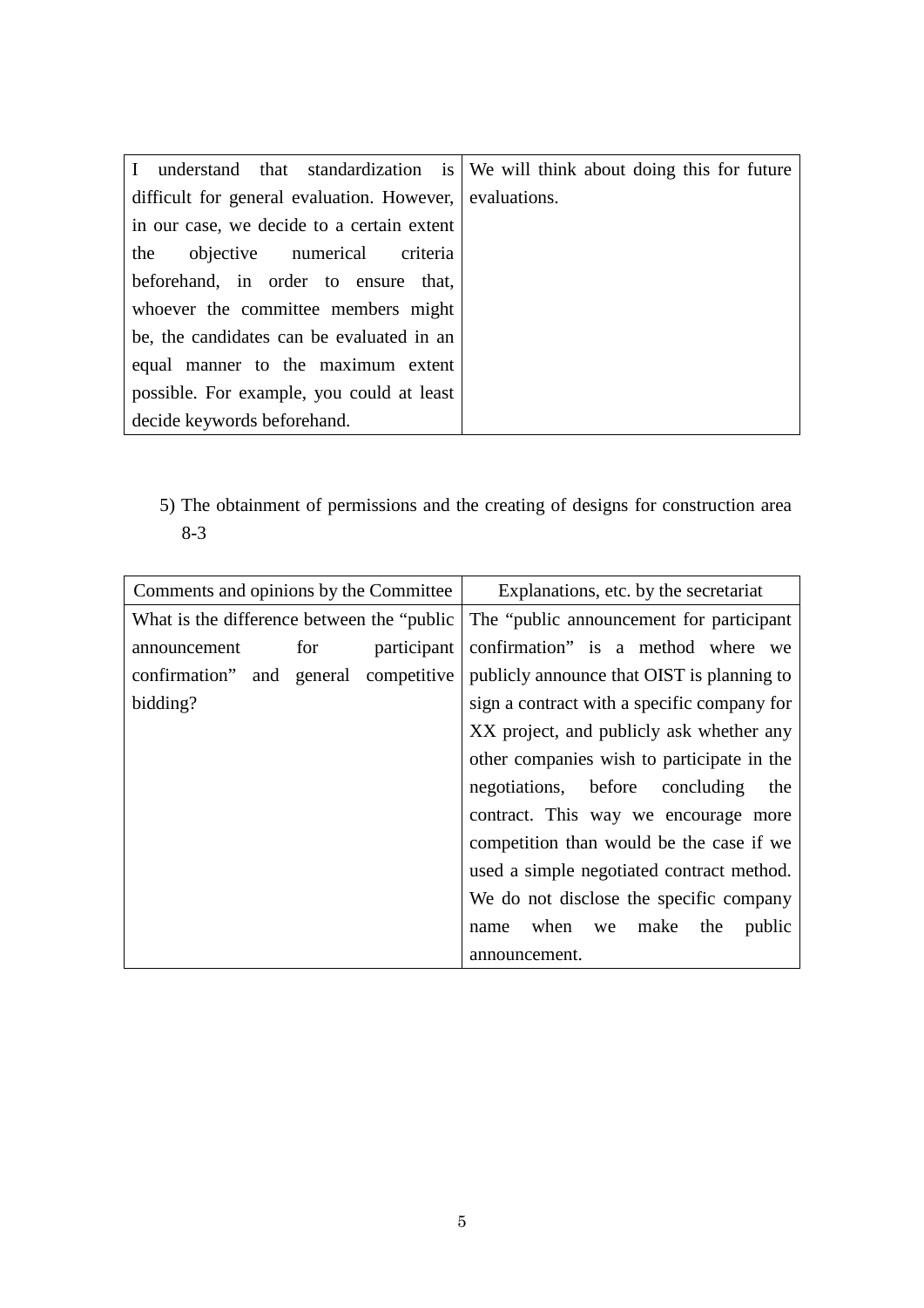| | |
|---|---|
| I understand that standardization is difficult for general evaluation. However, in our case, we decide to a certain extent the objective numerical criteria beforehand, in order to ensure that, whoever the committee members might be, the candidates can be evaluated in an equal manner to the maximum extent possible. For example, you could at least decide keywords beforehand. | We will think about doing this for future evaluations. |

5) The obtainment of permissions and the creating of designs for construction area 8-3

| Comments and opinions by the Committee | Explanations, etc. by the secretariat |
|---|---|
| What is the difference between the "public announcement for participant confirmation" and general competitive bidding? | The "public announcement for participant confirmation" is a method where we publicly announce that OIST is planning to sign a contract with a specific company for XX project, and publicly ask whether any other companies wish to participate in the negotiations, before concluding the contract. This way we encourage more competition than would be the case if we used a simple negotiated contract method. We do not disclose the specific company name when we make the public announcement. |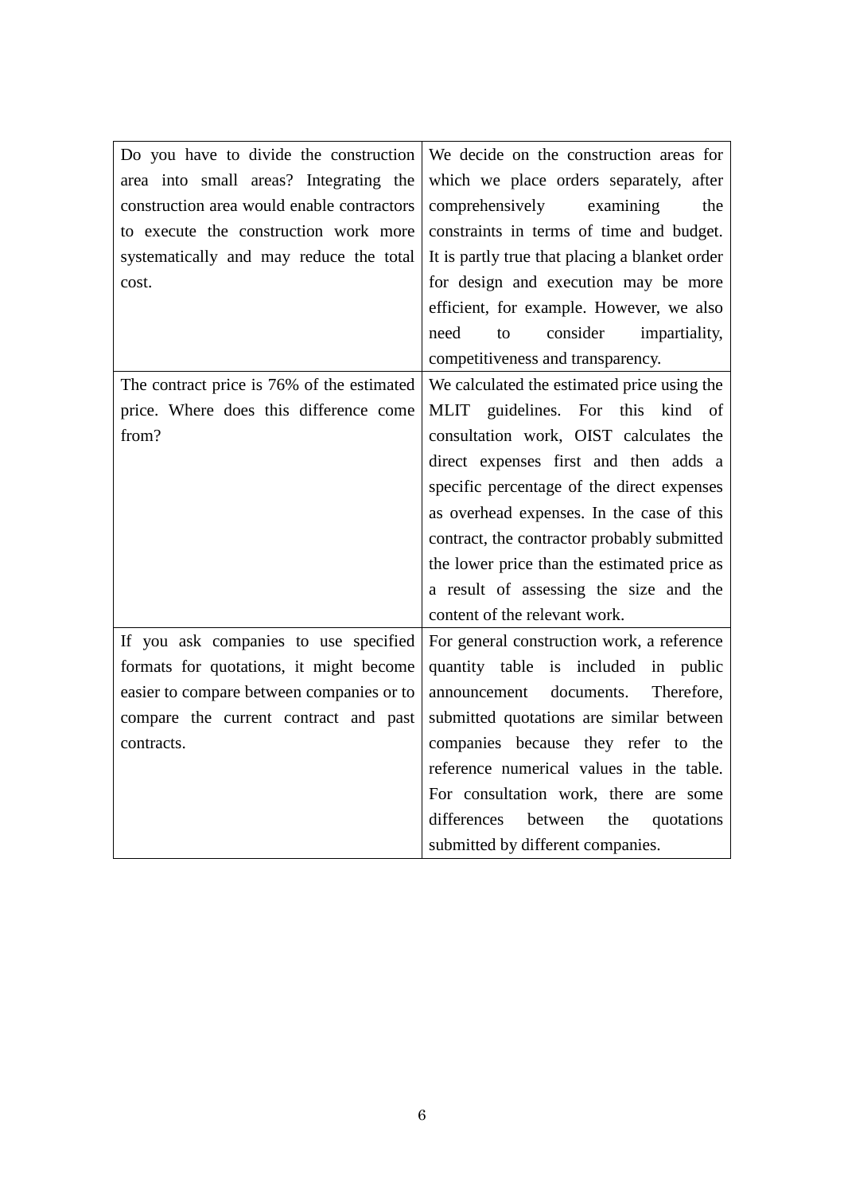| | |
|---|---|
| Do you have to divide the construction area into small areas? Integrating the construction area would enable contractors to execute the construction work more systematically and may reduce the total cost. | We decide on the construction areas for which we place orders separately, after comprehensively examining the constraints in terms of time and budget. It is partly true that placing a blanket order for design and execution may be more efficient, for example. However, we also need to consider impartiality, competitiveness and transparency. |
| The contract price is 76% of the estimated price. Where does this difference come from? | We calculated the estimated price using the MLIT guidelines. For this kind of consultation work, OIST calculates the direct expenses first and then adds a specific percentage of the direct expenses as overhead expenses. In the case of this contract, the contractor probably submitted the lower price than the estimated price as a result of assessing the size and the content of the relevant work. |
| If you ask companies to use specified formats for quotations, it might become easier to compare between companies or to compare the current contract and past contracts. | For general construction work, a reference quantity table is included in public announcement documents. Therefore, submitted quotations are similar between companies because they refer to the reference numerical values in the table. For consultation work, there are some differences between the quotations submitted by different companies. |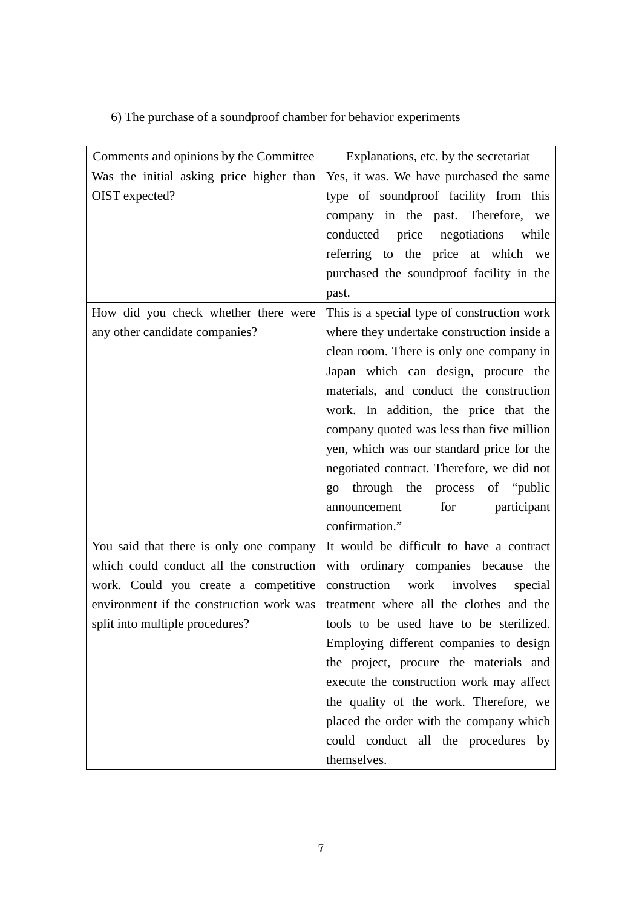6) The purchase of a soundproof chamber for behavior experiments

| Comments and opinions by the Committee | Explanations, etc. by the secretariat |
| --- | --- |
| Was the initial asking price higher than OIST expected? | Yes, it was. We have purchased the same type of soundproof facility from this company in the past. Therefore, we conducted price negotiations while referring to the price at which we purchased the soundproof facility in the past. |
| How did you check whether there were any other candidate companies? | This is a special type of construction work where they undertake construction inside a clean room. There is only one company in Japan which can design, procure the materials, and conduct the construction work. In addition, the price that the company quoted was less than five million yen, which was our standard price for the negotiated contract. Therefore, we did not go through the process of "public announcement for participant confirmation." |
| You said that there is only one company which could conduct all the construction work. Could you create a competitive environment if the construction work was split into multiple procedures? | It would be difficult to have a contract with ordinary companies because the construction work involves special treatment where all the clothes and the tools to be used have to be sterilized. Employing different companies to design the project, procure the materials and execute the construction work may affect the quality of the work. Therefore, we placed the order with the company which could conduct all the procedures by themselves. |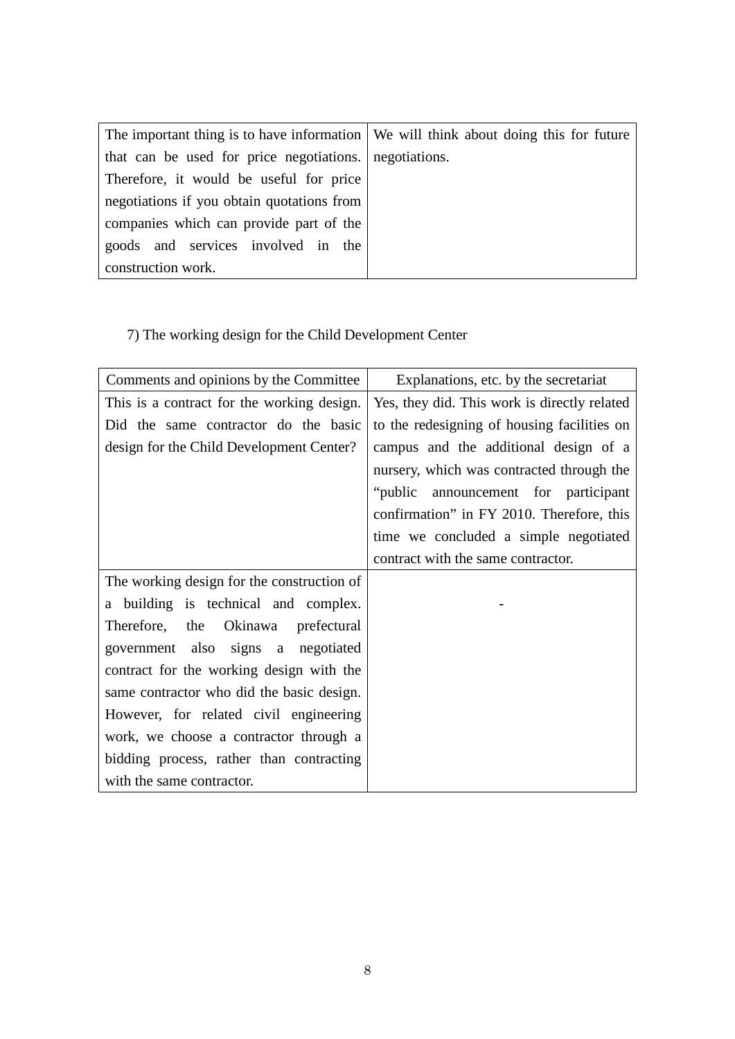| | |
|---|---|
| The important thing is to have information that can be used for price negotiations. Therefore, it would be useful for price negotiations if you obtain quotations from companies which can provide part of the goods and services involved in the construction work. | We will think about doing this for future negotiations. |

7) The working design for the Child Development Center

| Comments and opinions by the Committee | Explanations, etc. by the secretariat |
|---|---|
| This is a contract for the working design. Did the same contractor do the basic design for the Child Development Center? | Yes, they did. This work is directly related to the redesigning of housing facilities on campus and the additional design of a nursery, which was contracted through the "public announcement for participant confirmation" in FY 2010. Therefore, this time we concluded a simple negotiated contract with the same contractor. |
| The working design for the construction of a building is technical and complex. Therefore, the Okinawa prefectural government also signs a negotiated contract for the working design with the same contractor who did the basic design. However, for related civil engineering work, we choose a contractor through a bidding process, rather than contracting with the same contractor. | - |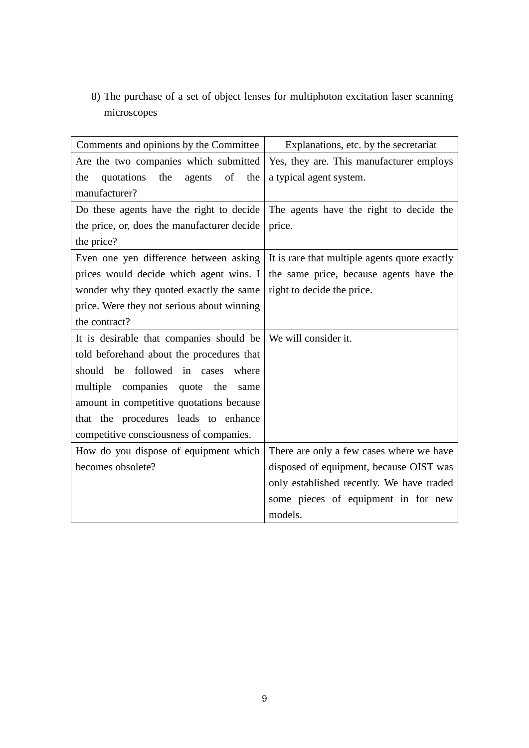8) The purchase of a set of object lenses for multiphoton excitation laser scanning microscopes

| Comments and opinions by the Committee | Explanations, etc. by the secretariat |
| --- | --- |
| Are the two companies which submitted the quotations the agents of the manufacturer? | Yes, they are. This manufacturer employs a typical agent system. |
| Do these agents have the right to decide the price, or, does the manufacturer decide the price? | The agents have the right to decide the price. |
| Even one yen difference between asking prices would decide which agent wins. I wonder why they quoted exactly the same price. Were they not serious about winning the contract? | It is rare that multiple agents quote exactly the same price, because agents have the right to decide the price. |
| It is desirable that companies should be told beforehand about the procedures that should be followed in cases where multiple companies quote the same amount in competitive quotations because that the procedures leads to enhance competitive consciousness of companies. | We will consider it. |
| How do you dispose of equipment which becomes obsolete? | There are only a few cases where we have disposed of equipment, because OIST was only established recently. We have traded some pieces of equipment in for new models. |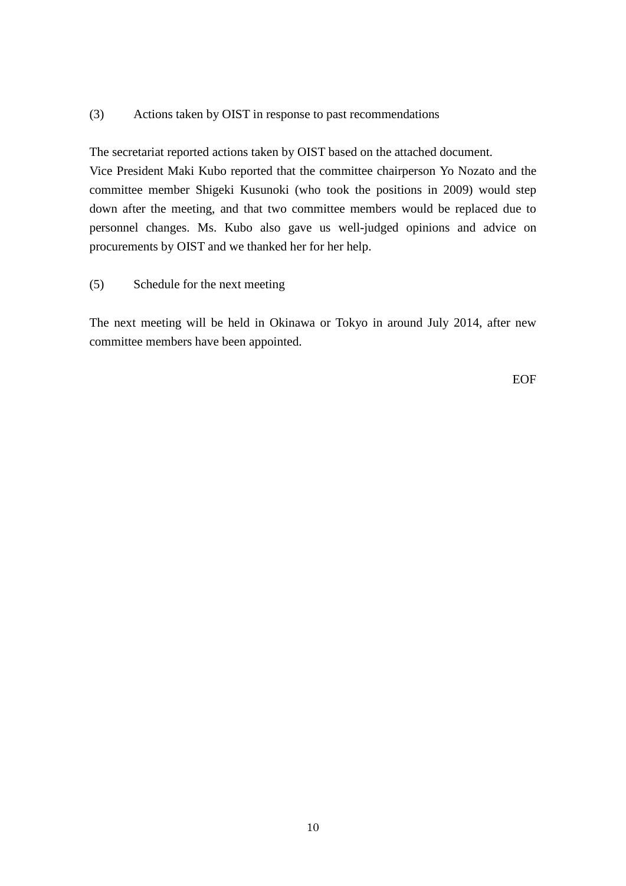(3)　Actions taken by OIST in response to past recommendations

The secretariat reported actions taken by OIST based on the attached document.
Vice President Maki Kubo reported that the committee chairperson Yo Nozato and the committee member Shigeki Kusunoki (who took the positions in 2009) would step down after the meeting, and that two committee members would be replaced due to personnel changes. Ms. Kubo also gave us well-judged opinions and advice on procurements by OIST and we thanked her for her help.

(5)　Schedule for the next meeting

The next meeting will be held in Okinawa or Tokyo in around July 2014, after new committee members have been appointed.

EOF